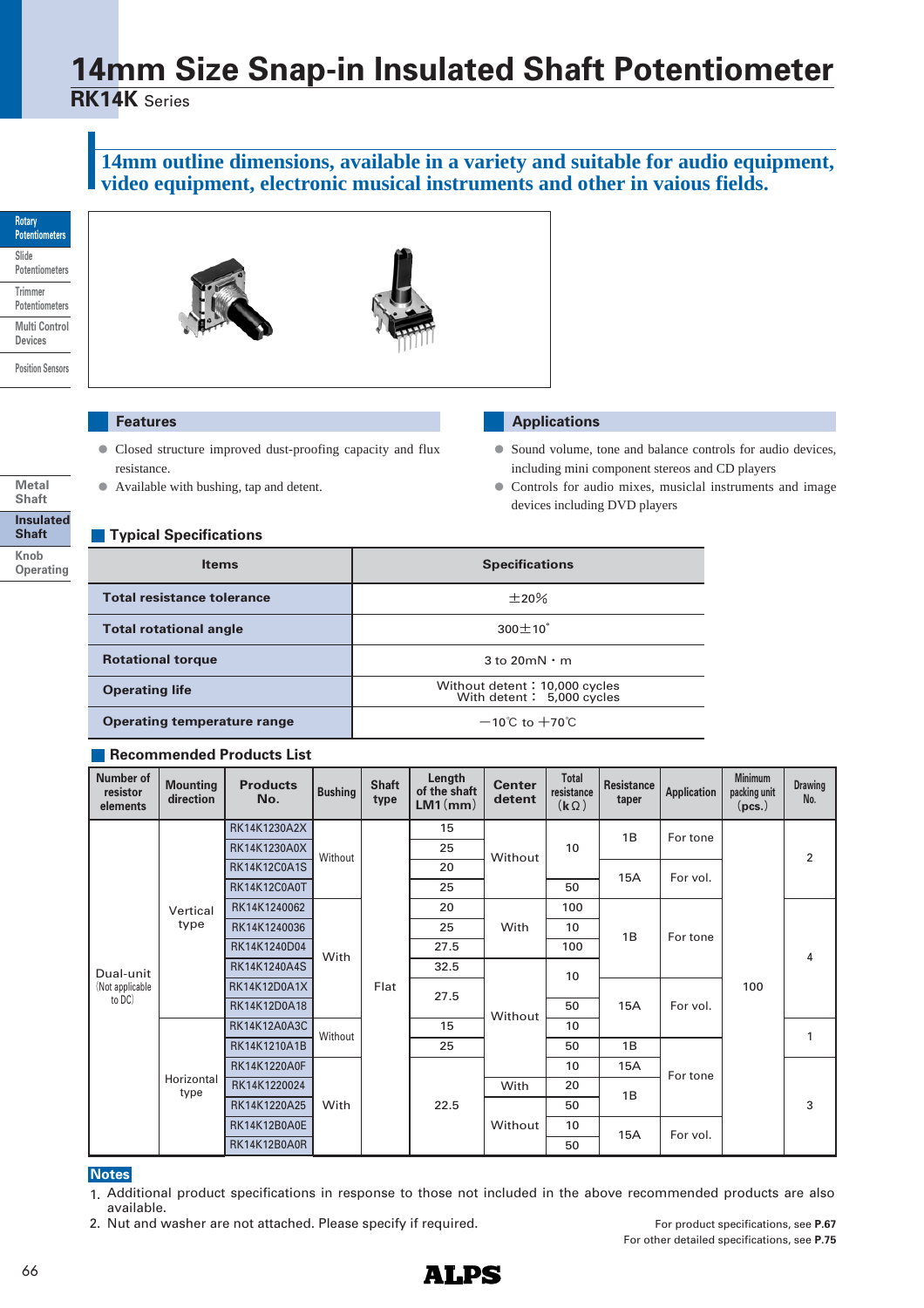# 14mm Size Snap-in Insulated Shaft Potentiometer

**RK14K** Series

## 14mm outline dimensions, available in a variety and suitable for audio equipment, video equipment, electronic musical instruments and other in vaious fields.

## Features

- Closed structure improved dust-proofing capacity and flux resistance.
- Available with bushing, tap and detent.

## Applications

- Sound volume, tone and balance controls for audio devices, including mini component stereos and CD players
- Controls for audio mixes, musiclal instruments and image devices including DVD players

## Typical Specifications

| Items | Specifications |
|---|---|
| Total resistance tolerance | ±20% |
| Total rotational angle | 300±10° |
| Rotational torque | 3 to 20mN・m |
| Operating life | Without detent：10,000 cycles<br>With detent：5,000 cycles |
| Operating temperature range | −10℃ to ＋70℃ |

## Recommended Products List

| Number of resistor elements | Mounting direction | Products No. | Bushing | Shaft type | Length of the shaft LM1 (mm) | Center detent | Total resistance (kΩ) | Resistance taper | Application | Minimum packing unit (pcs.) | Drawing No. |
|---|---|---|---|---|---|---|---|---|---|---|---|
| Dual-unit (Not applicable to DC) | Vertical type | RK14K1230A2X | Without | Flat | 15 | Without | 10 | 1B | For tone | 100 | 2 |
| Dual-unit (Not applicable to DC) | Vertical type | RK14K1230A0X | Without | Flat | 25 | Without | 10 | 1B | For tone | 100 | 2 |
| Dual-unit (Not applicable to DC) | Vertical type | RK14K12C0A1S | Without | Flat | 20 | Without | 10 | 15A | For vol. | 100 | 2 |
| Dual-unit (Not applicable to DC) | Vertical type | RK14K12C0A0T | Without | Flat | 25 | Without | 50 | 15A | For vol. | 100 | 2 |
| Dual-unit (Not applicable to DC) | Vertical type | RK14K1240062 | With | Flat | 20 | With | 100 | 1B | For tone | 100 | 4 |
| Dual-unit (Not applicable to DC) | Vertical type | RK14K1240036 | With | Flat | 25 | With | 10 | 1B | For tone | 100 | 4 |
| Dual-unit (Not applicable to DC) | Vertical type | RK14K1240D04 | With | Flat | 27.5 | With | 100 | 1B | For tone | 100 | 4 |
| Dual-unit (Not applicable to DC) | Vertical type | RK14K1240A4S | With | Flat | 32.5 | Without | 10 | 1B | For tone | 100 | 4 |
| Dual-unit (Not applicable to DC) | Vertical type | RK14K12D0A1X | With | Flat | 27.5 | Without | 10 | 15A | For vol. | 100 | 4 |
| Dual-unit (Not applicable to DC) | Vertical type | RK14K12D0A18 | With | Flat | 27.5 | Without | 50 | 15A | For vol. | 100 | 4 |
| Dual-unit (Not applicable to DC) | Horizontal type | RK14K12A0A3C | Without | Flat | 15 | Without | 10 | 15A | For vol. | 100 | 1 |
| Dual-unit (Not applicable to DC) | Horizontal type | RK14K1210A1B | Without | Flat | 25 | Without | 50 | 1B | For tone | 100 | 1 |
| Dual-unit (Not applicable to DC) | Horizontal type | RK14K1220A0F | With | Flat | 22.5 | Without | 10 | 15A | For tone | 100 | 3 |
| Dual-unit (Not applicable to DC) | Horizontal type | RK14K1220024 | With | Flat | 22.5 | With | 20 | 1B | For tone | 100 | 3 |
| Dual-unit (Not applicable to DC) | Horizontal type | RK14K1220A25 | With | Flat | 22.5 | Without | 50 | 1B | For tone | 100 | 3 |
| Dual-unit (Not applicable to DC) | Horizontal type | RK14K12B0A0E | With | Flat | 22.5 | Without | 10 | 15A | For vol. | 100 | 3 |
| Dual-unit (Not applicable to DC) | Horizontal type | RK14K12B0A0R | With | Flat | 22.5 | Without | 50 | 15A | For vol. | 100 | 3 |

**Notes**

1. Additional product specifications in response to those not included in the above recommended products are also available.
2. Nut and washer are not attached. Please specify if required.

For product specifications, see **P.67**
For other detailed specifications, see **P.75**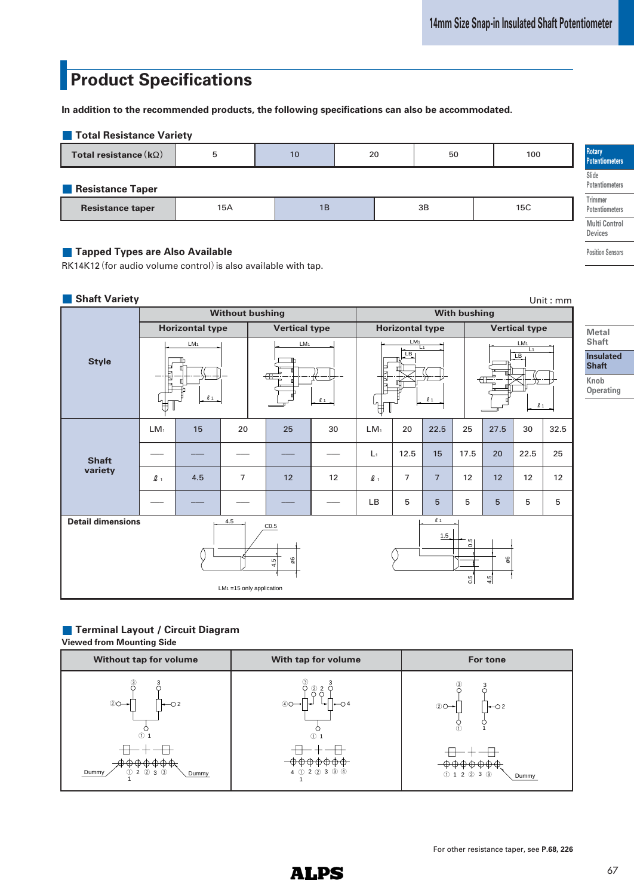# Product Specifications

**In addition to the recommended products, the following specifications can also be accommodated.**

## Total Resistance Variety

| Total resistance (kΩ) | 5 | 10 | 20 | 50 | 100 |
|---|---|---|---|---|---|

## Resistance Taper

| Resistance taper | 15A | 1B | 3B | 15C |
|---|---|---|---|---|

## Tapped Types are Also Available

RK14K12 (for audio volume control) is also available with tap.

## Shaft Variety

Unit : mm

| Style | Without bushing | | | | | With bushing | | | | | | |
|---|---|---|---|---|---|---|---|---|---|---|---|---|
| | Horizontal type | | Vertical type | | | Horizontal type | | | Vertical type | | | |
| Shaft variety | $LM_1$ | 15 | 20 | 25 | 30 | $LM_1$ | 20 | 22.5 | 25 | 27.5 | 30 | 32.5 |
| | — | — | — | — | — | $L_1$ | 12.5 | 15 | 17.5 | 20 | 22.5 | 25 |
| | $\ell_1$ | 4.5 | 7 | 12 | 12 | $\ell_1$ | 7 | 7 | 12 | 12 | 12 | 12 |
| | — | — | — | — | — | LB | 5 | 5 | 5 | 5 | 5 | 5 |

**Detail dimensions**

$LM_1$ =15 only application

## Terminal Layout / Circuit Diagram

**Viewed from Mounting Side**

| Without tap for volume | With tap for volume | For tone |
|---|---|---|
| | | |

For other resistance taper, see **P.68, 226**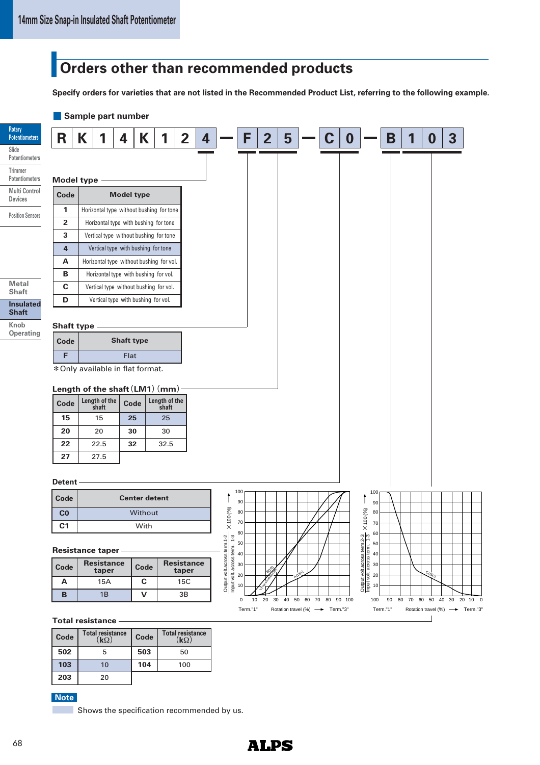# Orders other than recommended products

**Specify orders for varieties that are not listed in the Recommended Product List, referring to the following example.**

## Sample part number

R K 1 4 K 1 2 4 — F 2 5 — C 0 — B 1 0 3

### Model type

| Code | Model type |
|---|---|
| 1 | Horizontal type without bushing for tone |
| 2 | Horizontal type with bushing for tone |
| 3 | Vertical type without bushing for tone |
| 4 | Vertical type with bushing for tone |
| A | Horizontal type without bushing for vol. |
| B | Horizontal type with bushing for vol. |
| C | Vertical type without bushing for vol. |
| D | Vertical type with bushing for vol. |

### Shaft type

| Code | Shaft type |
|---|---|
| F | Flat |

*Only available in flat format.

### Length of the shaft (LM1) (mm)

| Code | Length of the shaft | Code | Length of the shaft |
|---|---|---|---|
| 15 | 15 | 25 | 25 |
| 20 | 20 | 30 | 30 |
| 22 | 22.5 | 32 | 32.5 |
| 27 | 27.5 | | |

### Detent

| Code | Center detent |
|---|---|
| C0 | Without |
| C1 | With |

### Resistance taper

| Code | Resistance taper | Code | Resistance taper |
|---|---|---|---|
| A | 15A | C | 15C |
| B | 1B | V | 3B |

### Total resistance

| Code | Total resistance (kΩ) | Code | Total resistance (kΩ) |
|---|---|---|---|
| 502 | 5 | 503 | 50 |
| 103 | 10 | 104 | 100 |
| 203 | 20 | | |

**Note**

Shows the specification recommended by us.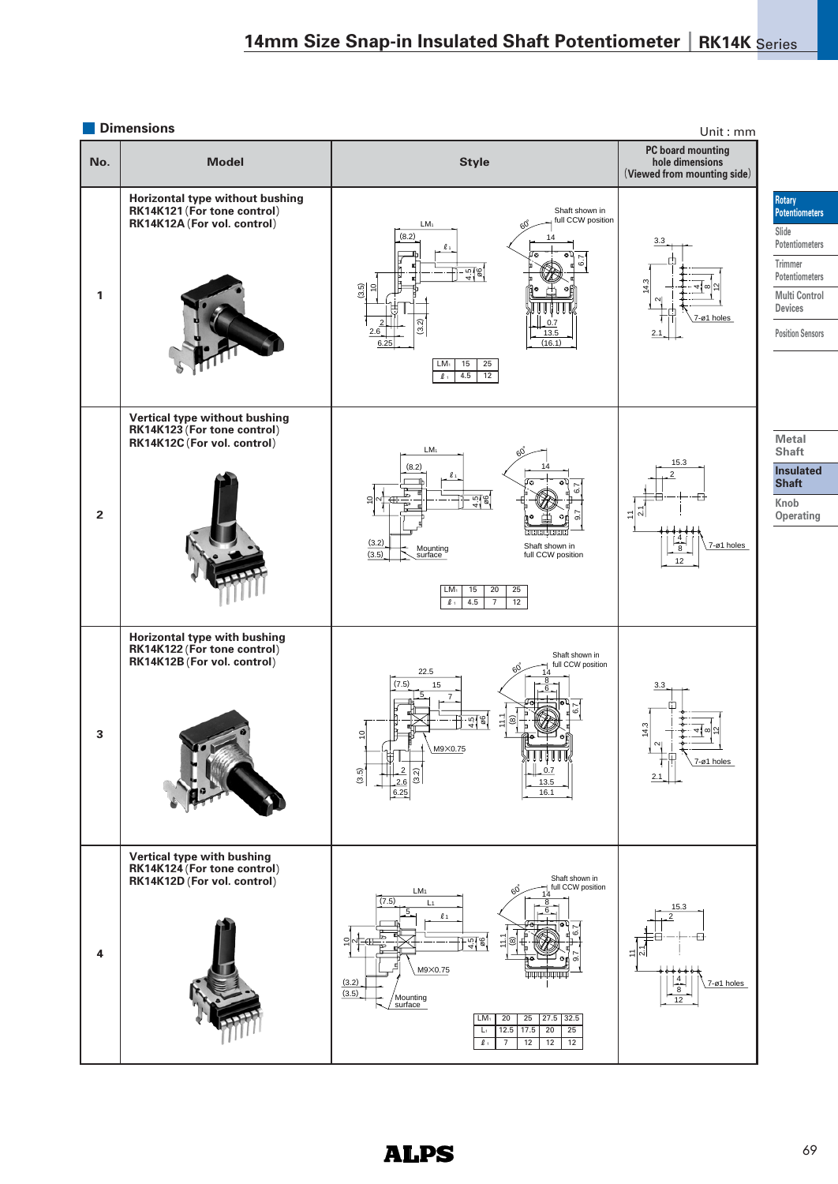# 14mm Size Snap-in Insulated Shaft Potentiometer | RK14K Series

## Dimensions

Unit : mm

| No. | Model | Style | PC board mounting hole dimensions (Viewed from mounting side) |
|---|---|---|---|
| 1 | **Horizontal type without bushing** **RK14K121 (For tone control)** **RK14K12A (For vol. control)** | See table below | 7-ø1 holes |
| 2 | **Vertical type without bushing** **RK14K123 (For tone control)** **RK14K12C (For vol. control)** | See table below | 7-ø1 holes |
| 3 | **Horizontal type with bushing** **RK14K122 (For tone control)** **RK14K12B (For vol. control)** | M9×0.75 | 7-ø1 holes |
| 4 | **Vertical type with bushing** **RK14K124 (For tone control)** **RK14K12D (For vol. control)** | M9×0.75, See table below | 7-ø1 holes |

No. 1:

| $LM_1$ | 15 | 25 |
|---|---|---|
| $\ell_1$ | 4.5 | 12 |

No. 2:

| $LM_1$ | 15 | 20 | 25 |
|---|---|---|---|
| $\ell_1$ | 4.5 | 7 | 12 |

No. 4:

| $LM_1$ | 20 | 25 | 27.5 | 32.5 |
|---|---|---|---|---|
| $L_1$ | 12.5 | 17.5 | 20 | 25 |
| $\ell_1$ | 7 | 12 | 12 | 12 |

Shaft shown in full CCW position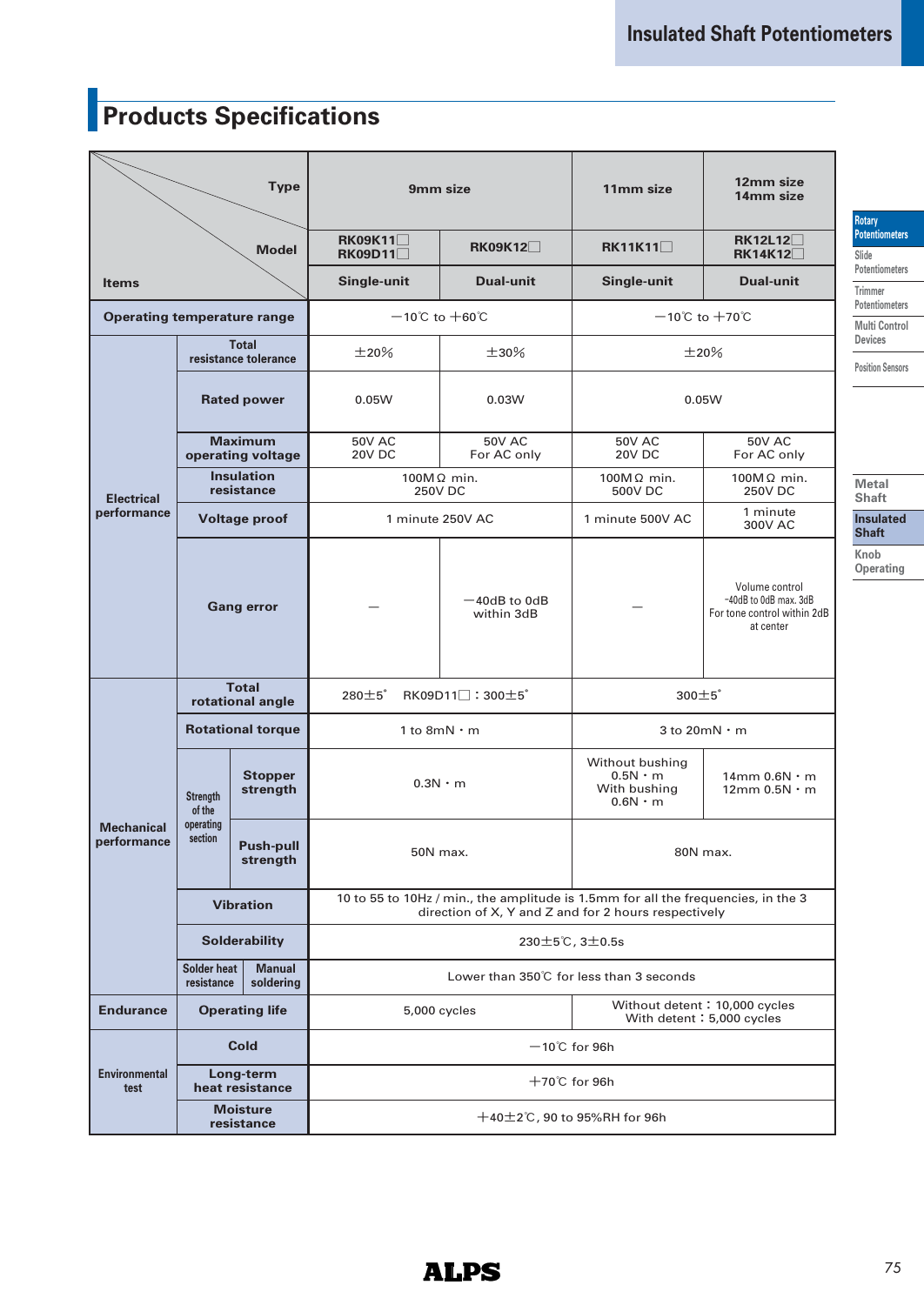## Products Specifications

| Items | | | 9mm size | | 11mm size | 12mm size 14mm size |
|---|---|---|---|---|---|---|
| Model | | | RK09K11□ RK09D11□ | RK09K12□ | RK11K11□ | RK12L12□ RK14K12□ |
| | | | Single-unit | Dual-unit | Single-unit | Dual-unit |
| Operating temperature range | | | −10℃ to +60℃ | | −10℃ to +70℃ | |
| Electrical performance | Total resistance tolerance | | ±20% | ±30% | ±20% | |
| | Rated power | | 0.05W | 0.03W | 0.05W | |
| | Maximum operating voltage | | 50V AC 20V DC | 50V AC For AC only | 50V AC 20V DC | 50V AC For AC only |
| | Insulation resistance | | 100MΩ min. 250V DC | | 100MΩ min. 500V DC | 100MΩ min. 250V DC |
| | Voltage proof | | 1 minute 250V AC | | 1 minute 500V AC | 1 minute 300V AC |
| | Gang error | | — | −40dB to 0dB within 3dB | — | Volume control −40dB to 0dB max. 3dB For tone control within 2dB at center |
| Mechanical performance | Total rotational angle | | 280±5° RK09D11□：300±5° | | 300±5° | |
| | Rotational torque | | 1 to 8mN・m | | 3 to 20mN・m | |
| | Strength of the operating section | Stopper strength | 0.3N・m | | Without bushing 0.5N・m With bushing 0.6N・m | 14mm 0.6N・m 12mm 0.5N・m |
| | | Push-pull strength | 50N max. | | 80N max. | |
| | Vibration | | 10 to 55 to 10Hz / min., the amplitude is 1.5mm for all the frequencies, in the 3 direction of X, Y and Z and for 2 hours respectively | | | |
| | Solderability | | 230±5℃, 3±0.5s | | | |
| | Solder heat resistance | Manual soldering | Lower than 350℃ for less than 3 seconds | | | |
| Endurance | Operating life | | 5,000 cycles | | Without detent：10,000 cycles With detent：5,000 cycles | |
| Environmental test | Cold | | −10℃ for 96h | | | |
| | Long-term heat resistance | | +70℃ for 96h | | | |
| | Moisture resistance | | +40±2℃, 90 to 95%RH for 96h | | | |